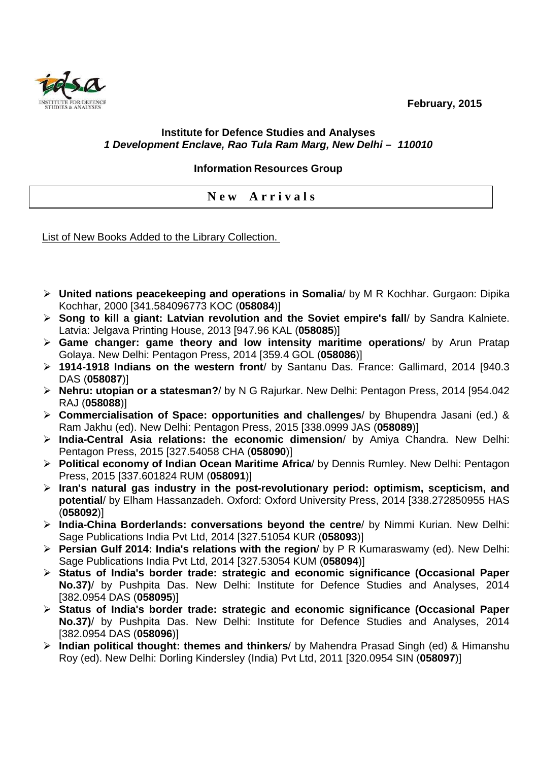February, 2015

**Institute for Defence Studies and Analyses**
***1 Development Enclave, Rao Tula Ram Marg, New Delhi – 110010***

**Information Resources Group**

## New Arrivals

List of New Books Added to the Library Collection.

- **United nations peacekeeping and operations in Somalia**/ by M R Kochhar. Gurgaon: Dipika Kochhar, 2000 [341.584096773 KOC (**058084**)]
- **Song to kill a giant: Latvian revolution and the Soviet empire's fall**/ by Sandra Kalniete. Latvia: Jelgava Printing House, 2013 [947.96 KAL (**058085**)]
- **Game changer: game theory and low intensity maritime operations**/ by Arun Pratap Golaya. New Delhi: Pentagon Press, 2014 [359.4 GOL (**058086**)]
- **1914-1918 Indians on the western front**/ by Santanu Das. France: Gallimard, 2014 [940.3 DAS (**058087**)]
- **Nehru: utopian or a statesman?**/ by N G Rajurkar. New Delhi: Pentagon Press, 2014 [954.042 RAJ (**058088**)]
- **Commercialisation of Space: opportunities and challenges**/ by Bhupendra Jasani (ed.) & Ram Jakhu (ed). New Delhi: Pentagon Press, 2015 [338.0999 JAS (**058089**)]
- **India-Central Asia relations: the economic dimension**/ by Amiya Chandra. New Delhi: Pentagon Press, 2015 [327.54058 CHA (**058090**)]
- **Political economy of Indian Ocean Maritime Africa**/ by Dennis Rumley. New Delhi: Pentagon Press, 2015 [337.601824 RUM (**058091**)]
- **Iran's natural gas industry in the post-revolutionary period: optimism, scepticism, and potential**/ by Elham Hassanzadeh. Oxford: Oxford University Press, 2014 [338.272850955 HAS (**058092**)]
- **India-China Borderlands: conversations beyond the centre**/ by Nimmi Kurian. New Delhi: Sage Publications India Pvt Ltd, 2014 [327.51054 KUR (**058093**)]
- **Persian Gulf 2014: India's relations with the region**/ by P R Kumaraswamy (ed). New Delhi: Sage Publications India Pvt Ltd, 2014 [327.53054 KUM (**058094**)]
- **Status of India's border trade: strategic and economic significance (Occasional Paper No.37)**/ by Pushpita Das. New Delhi: Institute for Defence Studies and Analyses, 2014 [382.0954 DAS (**058095**)]
- **Status of India's border trade: strategic and economic significance (Occasional Paper No.37)**/ by Pushpita Das. New Delhi: Institute for Defence Studies and Analyses, 2014 [382.0954 DAS (**058096**)]
- **Indian political thought: themes and thinkers**/ by Mahendra Prasad Singh (ed) & Himanshu Roy (ed). New Delhi: Dorling Kindersley (India) Pvt Ltd, 2011 [320.0954 SIN (**058097**)]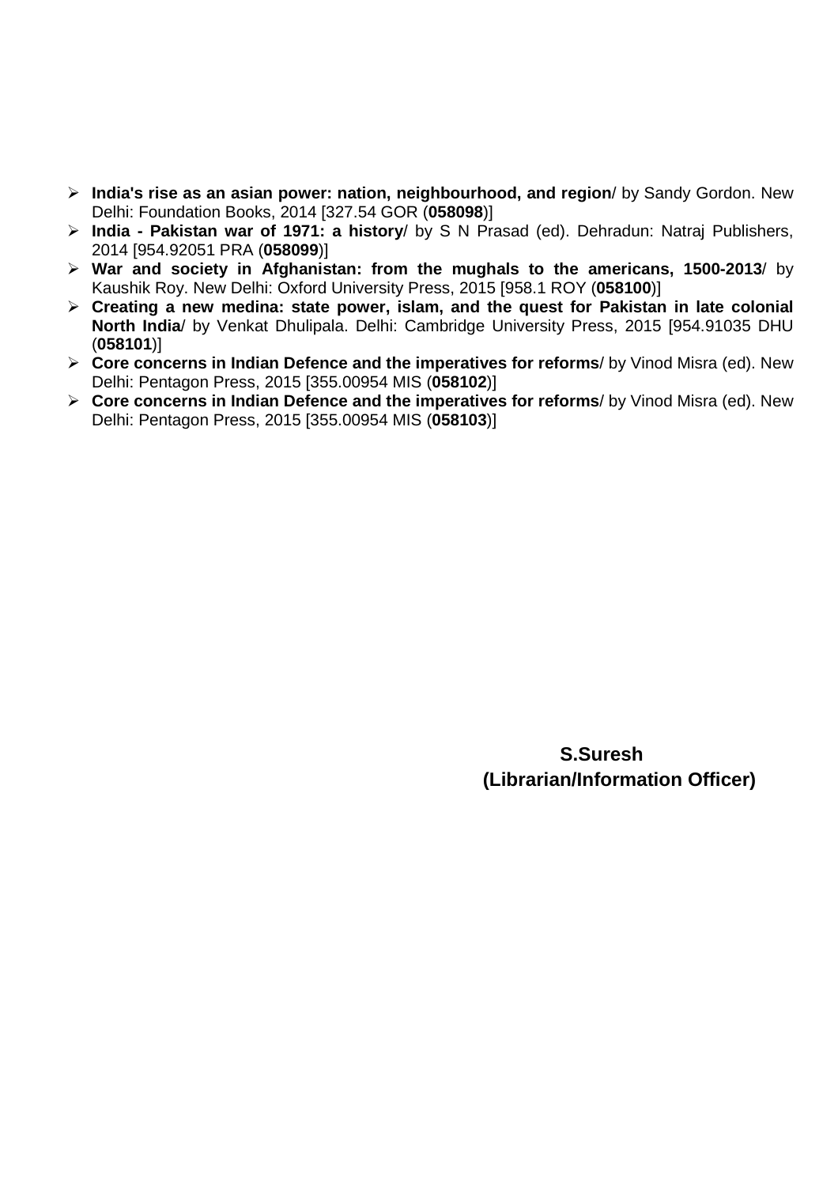- **India's rise as an asian power: nation, neighbourhood, and region**/ by Sandy Gordon. New Delhi: Foundation Books, 2014 [327.54 GOR (**058098**)]
- **India - Pakistan war of 1971: a history**/ by S N Prasad (ed). Dehradun: Natraj Publishers, 2014 [954.92051 PRA (**058099**)]
- **War and society in Afghanistan: from the mughals to the americans, 1500-2013**/ by Kaushik Roy. New Delhi: Oxford University Press, 2015 [958.1 ROY (**058100**)]
- **Creating a new medina: state power, islam, and the quest for Pakistan in late colonial North India**/ by Venkat Dhulipala. Delhi: Cambridge University Press, 2015 [954.91035 DHU (**058101**)]
- **Core concerns in Indian Defence and the imperatives for reforms**/ by Vinod Misra (ed). New Delhi: Pentagon Press, 2015 [355.00954 MIS (**058102**)]
- **Core concerns in Indian Defence and the imperatives for reforms**/ by Vinod Misra (ed). New Delhi: Pentagon Press, 2015 [355.00954 MIS (**058103**)]

**S.Suresh**
**(Librarian/Information Officer)**